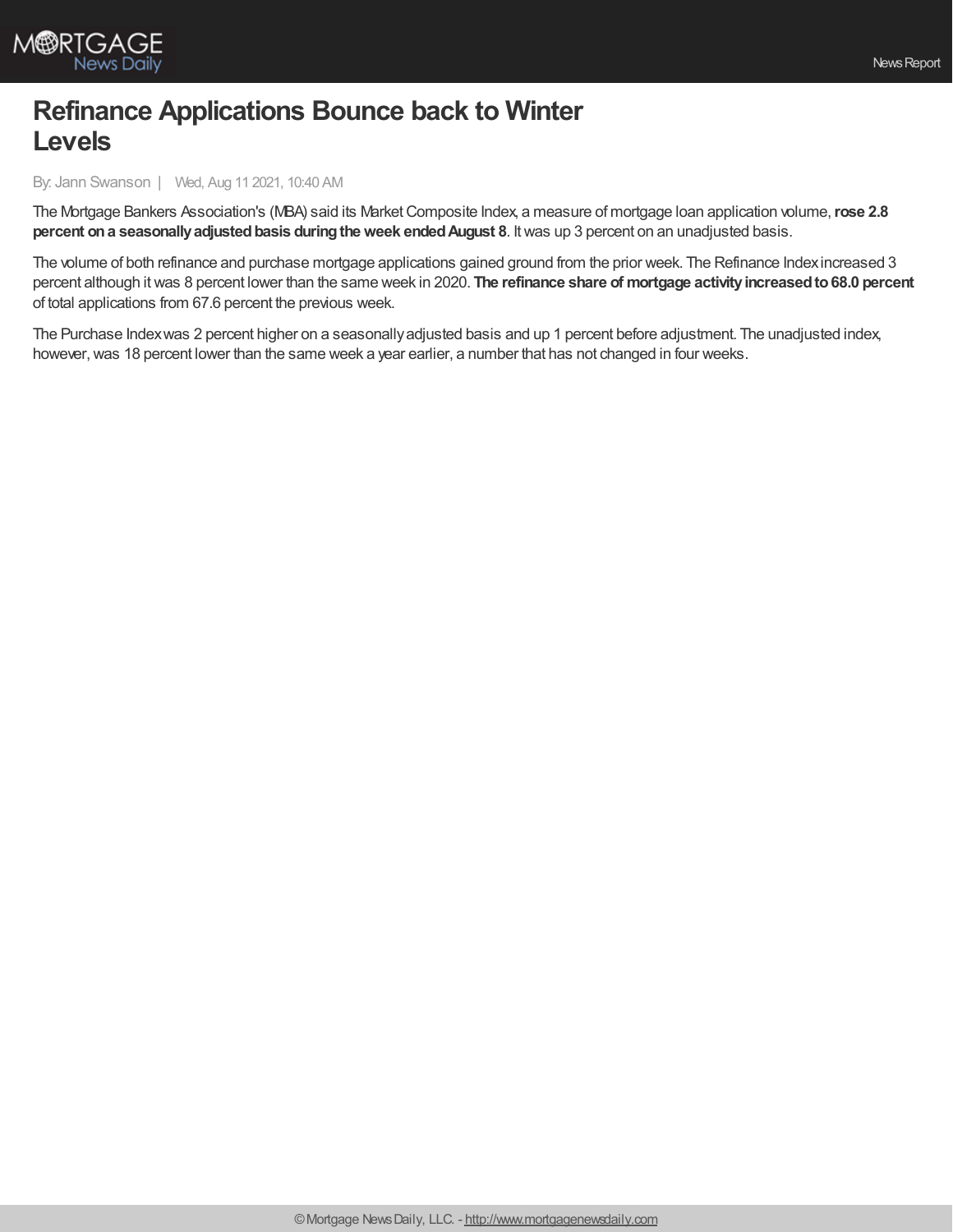# Refinance Applications Bounce back to Winter Levels

By: Jann Swanson | Wed, Aug 11 2021, 10:40 AM

The Mortgage Bankers Association's (MBA) said its Market Composite Index, a measure of mortgage loan application volume, **rose 2.8 percent on a seasonally adjusted basis during the week ended August 8**. It was up 3 percent on an unadjusted basis.

The volume of both refinance and purchase mortgage applications gained ground from the prior week. The Refinance Index increased 3 percent although it was 8 percent lower than the same week in 2020. **The refinance share of mortgage activity increased to 68.0 percent** of total applications from 67.6 percent the previous week.

The Purchase Index was 2 percent higher on a seasonally adjusted basis and up 1 percent before adjustment. The unadjusted index, however, was 18 percent lower than the same week a year earlier, a number that has not changed in four weeks.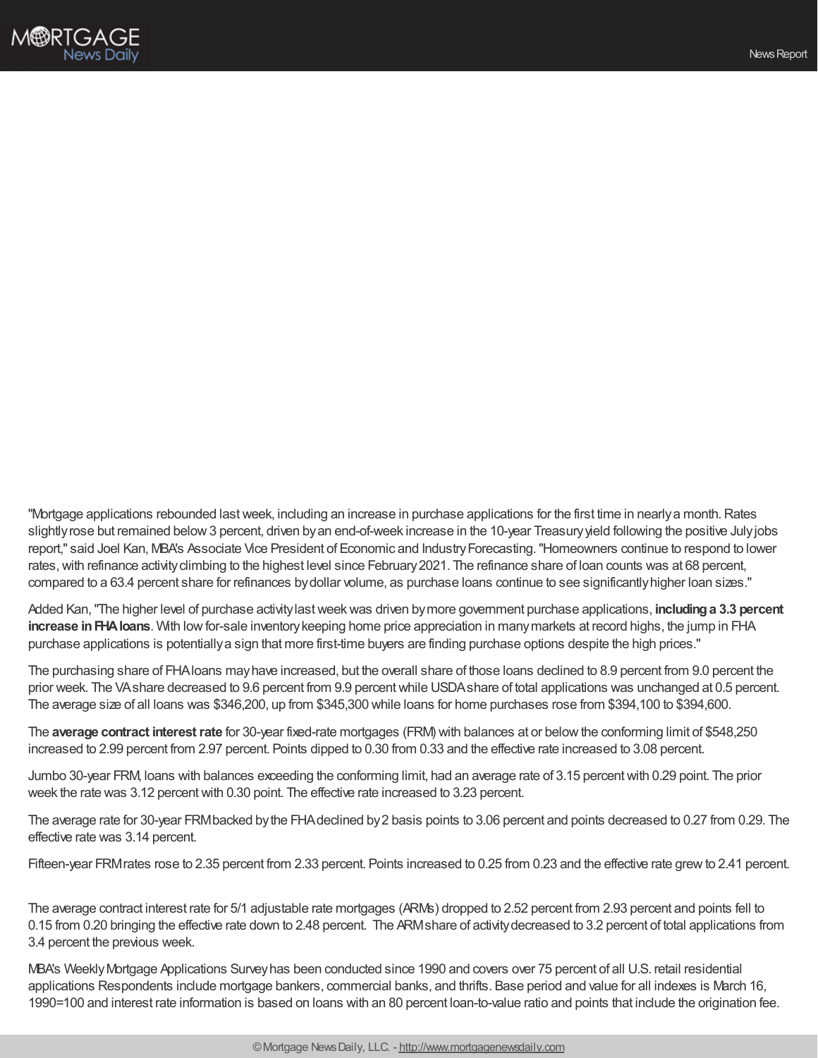"Mortgage applications rebounded last week, including an increase in purchase applications for the first time in nearly a month. Rates slightly rose but remained below 3 percent, driven by an end-of-week increase in the 10-year Treasury yield following the positive July jobs report," said Joel Kan, MBA's Associate Vice President of Economic and Industry Forecasting. "Homeowners continue to respond to lower rates, with refinance activity climbing to the highest level since February 2021. The refinance share of loan counts was at 68 percent, compared to a 63.4 percent share for refinances by dollar volume, as purchase loans continue to see significantly higher loan sizes."

Added Kan, "The higher level of purchase activity last week was driven by more government purchase applications, **including a 3.3 percent increase in FHA loans**. With low for-sale inventory keeping home price appreciation in many markets at record highs, the jump in FHA purchase applications is potentially a sign that more first-time buyers are finding purchase options despite the high prices."

The purchasing share of FHA loans may have increased, but the overall share of those loans declined to 8.9 percent from 9.0 percent the prior week. The VA share decreased to 9.6 percent from 9.9 percent while USDA share of total applications was unchanged at 0.5 percent. The average size of all loans was $346,200, up from $345,300 while loans for home purchases rose from $394,100 to $394,600.

The **average contract interest rate** for 30-year fixed-rate mortgages (FRM) with balances at or below the conforming limit of $548,250 increased to 2.99 percent from 2.97 percent. Points dipped to 0.30 from 0.33 and the effective rate increased to 3.08 percent.

Jumbo 30-year FRM, loans with balances exceeding the conforming limit, had an average rate of 3.15 percent with 0.29 point. The prior week the rate was 3.12 percent with 0.30 point. The effective rate increased to 3.23 percent.

The average rate for 30-year FRM backed by the FHA declined by 2 basis points to 3.06 percent and points decreased to 0.27 from 0.29. The effective rate was 3.14 percent.

Fifteen-year FRM rates rose to 2.35 percent from 2.33 percent. Points increased to 0.25 from 0.23 and the effective rate grew to 2.41 percent.

The average contract interest rate for 5/1 adjustable rate mortgages (ARMs) dropped to 2.52 percent from 2.93 percent and points fell to 0.15 from 0.20 bringing the effective rate down to 2.48 percent. The ARM share of activity decreased to 3.2 percent of total applications from 3.4 percent the previous week.

MBA's Weekly Mortgage Applications Survey has been conducted since 1990 and covers over 75 percent of all U.S. retail residential applications Respondents include mortgage bankers, commercial banks, and thrifts. Base period and value for all indexes is March 16, 1990=100 and interest rate information is based on loans with an 80 percent loan-to-value ratio and points that include the origination fee.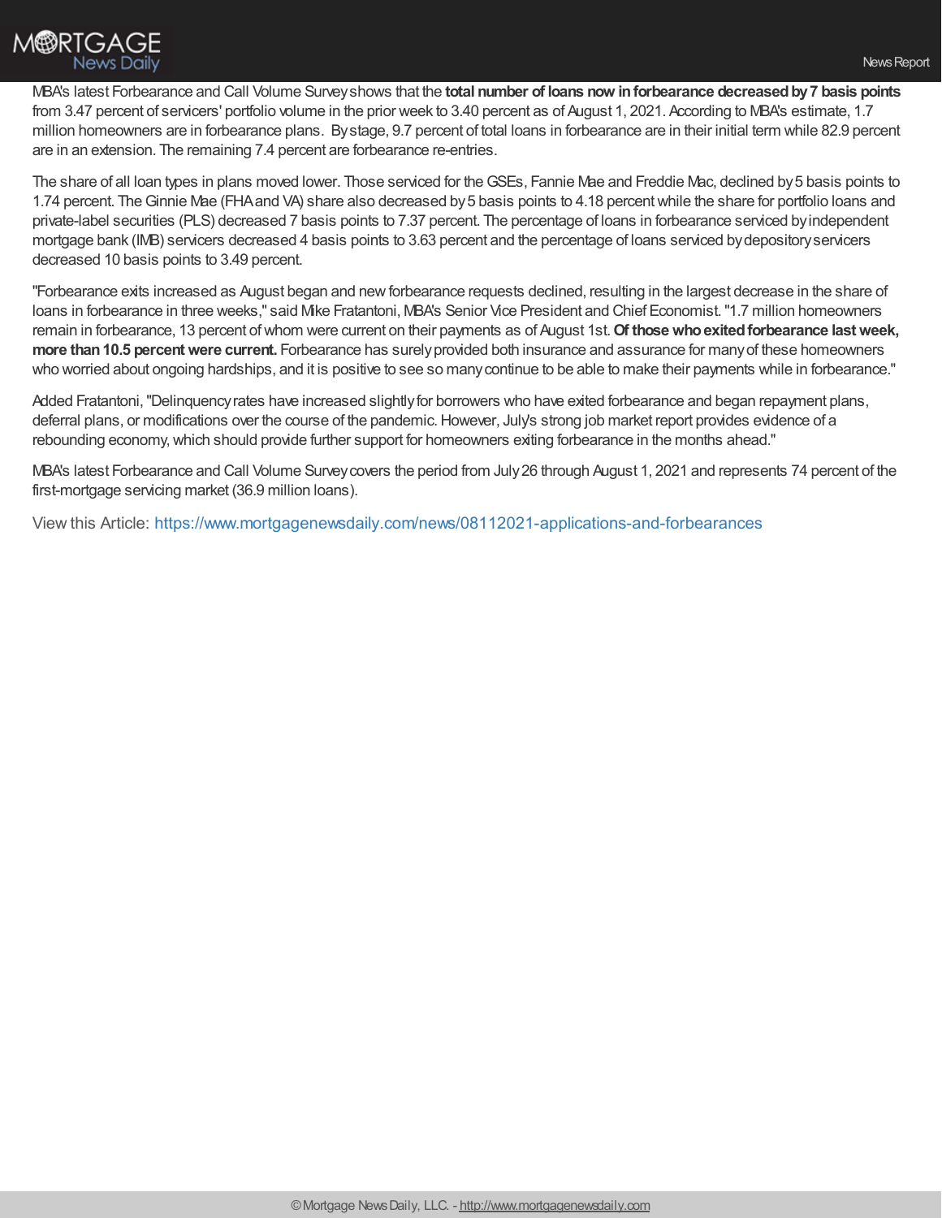MBA's latest Forbearance and Call Volume Survey shows that the **total number of loans now in forbearance decreased by 7 basis points** from 3.47 percent of servicers' portfolio volume in the prior week to 3.40 percent as of August 1, 2021. According to MBA's estimate, 1.7 million homeowners are in forbearance plans. By stage, 9.7 percent of total loans in forbearance are in their initial term while 82.9 percent are in an extension. The remaining 7.4 percent are forbearance re-entries.

The share of all loan types in plans moved lower. Those serviced for the GSEs, Fannie Mae and Freddie Mac, declined by 5 basis points to 1.74 percent. The Ginnie Mae (FHA and VA) share also decreased by 5 basis points to 4.18 percent while the share for portfolio loans and private-label securities (PLS) decreased 7 basis points to 7.37 percent. The percentage of loans in forbearance serviced by independent mortgage bank (IMB) servicers decreased 4 basis points to 3.63 percent and the percentage of loans serviced by depository servicers decreased 10 basis points to 3.49 percent.

"Forbearance exits increased as August began and new forbearance requests declined, resulting in the largest decrease in the share of loans in forbearance in three weeks," said Mike Fratantoni, MBA's Senior Vice President and Chief Economist. "1.7 million homeowners remain in forbearance, 13 percent of whom were current on their payments as of August 1st. **Of those who exited forbearance last week, more than 10.5 percent were current.** Forbearance has surely provided both insurance and assurance for many of these homeowners who worried about ongoing hardships, and it is positive to see so many continue to be able to make their payments while in forbearance."

Added Fratantoni, "Delinquency rates have increased slightly for borrowers who have exited forbearance and began repayment plans, deferral plans, or modifications over the course of the pandemic. However, July's strong job market report provides evidence of a rebounding economy, which should provide further support for homeowners exiting forbearance in the months ahead."

MBA's latest Forbearance and Call Volume Survey covers the period from July 26 through August 1, 2021 and represents 74 percent of the first-mortgage servicing market (36.9 million loans).

View this Article: https://www.mortgagenewsdaily.com/news/08112021-applications-and-forbearances